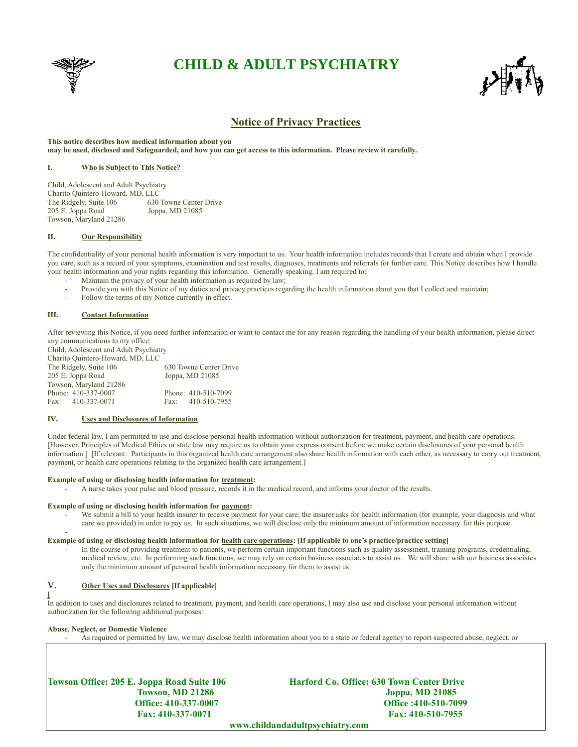# CHILD & ADULT PSYCHIATRY

## Notice of Privacy Practices

**This notice describes how medical information about you may be used, disclosed and Safeguarded, and how you can get access to this information. Please review it carefully.**

### I. Who is Subject to This Notice?

Child, Adolescent and Adult Psychiatry
Charito Quintero-Howard, MD, LLC
The Ridgely, Suite 106
205 E. Joppa Road
Towson, Maryland 21286

630 Towne Center Drive
Joppa, MD 21085

### II. Our Responsibility

The confidentiality of your personal health information is very important to us. Your health information includes records that I create and obtain when I provide you care, such as a record of your symptoms, examination and test results, diagnoses, treatments and referrals for further care. This Notice describes how I handle your health information and your rights regarding this information. Generally speaking, I am required to:

- Maintain the privacy of your health information as required by law;
- Provide you with this Notice of my duties and privacy practices regarding the health information about you that I collect and maintain;
- Follow the terms of my Notice currently in effect.

### III. Contact Information

After reviewing this Notice, if you need further information or want to contact me for any reason regarding the handling of your health information, please direct any communications to my office:

Child, Adolescent and Adult Psychiatry
Charito Quintero-Howard, MD, LLC
The Ridgely, Suite 106
205 E. Joppa Road
Towson, Maryland 21286
Phone: 410-337-0007
Fax: 410-337-0071

630 Towne Center Drive
Joppa, MD 21085
Phone: 410-510-7099
Fax: 410-510-7955

### IV. Uses and Disclosures of Information

Under federal law, I am permitted to use and disclose personal health information without authorization for treatment, payment, and health care operations. [However, Principles of Medical Ethics or state law may require us to obtain your express consent before we make certain disclosures of your personal health information.] [If relevant: Participants in this organized health care arrangement also share health information with each other, as necessary to carry out treatment, payment, or health care operations relating to the organized health care arrangement.]

**Example of using or disclosing health information for treatment:**

- A nurse takes your pulse and blood pressure, records it in the medical record, and informs your doctor of the results.

**Example of using or disclosing health information for payment:**

- We submit a bill to your health insurer to receive payment for your care; the insurer asks for health information (for example, your diagnosis and what care we provided) in order to pay us. In such situations, we will disclose only the minimum amount of information necessary for this purpose.

**Example of using or disclosing health information for health care operations: [If applicable to one's practice/practice setting]**

- In the course of providing treatment to patients, we perform certain important functions such as quality assessment, training programs, credentialing, medical review, etc. In performing such functions, we may rely on certain business associates to assist us. We will share with our business associates only the minimum amount of personal health information necessary for them to assist us.

### V. Other Uses and Disclosures [If applicable]

In addition to uses and disclosures related to treatment, payment, and health care operations, I may also use and disclose your personal information without authorization for the following additional purposes:

**Abuse, Neglect, or Domestic Violence**

- As required or permitted by law, we may disclose health information about you to a state or federal agency to report suspected abuse, neglect, or

**Towson Office: 205 E. Joppa Road Suite 106**
**Towson, MD 21286**
**Office: 410-337-0007**
**Fax: 410-337-0071**

**Harford Co. Office: 630 Town Center Drive**
**Joppa, MD 21085**
**Office :410-510-7099**
**Fax: 410-510-7955**

**www.childandadultpsychiatry.com**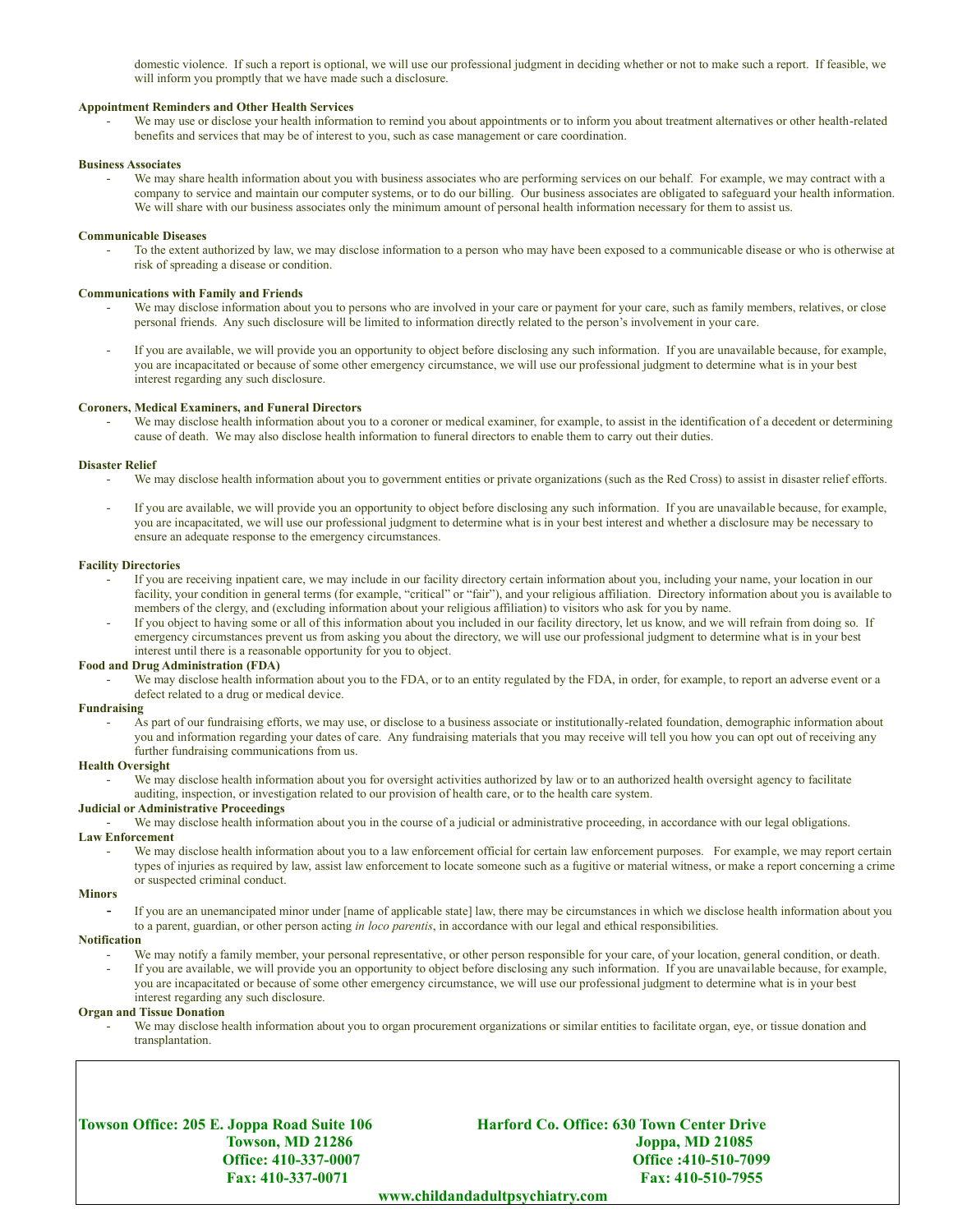domestic violence. If such a report is optional, we will use our professional judgment in deciding whether or not to make such a report. If feasible, we will inform you promptly that we have made such a disclosure.

**Appointment Reminders and Other Health Services**

- We may use or disclose your health information to remind you about appointments or to inform you about treatment alternatives or other health-related benefits and services that may be of interest to you, such as case management or care coordination.

**Business Associates**

- We may share health information about you with business associates who are performing services on our behalf. For example, we may contract with a company to service and maintain our computer systems, or to do our billing. Our business associates are obligated to safeguard your health information. We will share with our business associates only the minimum amount of personal health information necessary for them to assist us.

**Communicable Diseases**

- To the extent authorized by law, we may disclose information to a person who may have been exposed to a communicable disease or who is otherwise at risk of spreading a disease or condition.

**Communications with Family and Friends**

- We may disclose information about you to persons who are involved in your care or payment for your care, such as family members, relatives, or close personal friends. Any such disclosure will be limited to information directly related to the person's involvement in your care.
- If you are available, we will provide you an opportunity to object before disclosing any such information. If you are unavailable because, for example, you are incapacitated or because of some other emergency circumstance, we will use our professional judgment to determine what is in your best interest regarding any such disclosure.

**Coroners, Medical Examiners, and Funeral Directors**

- We may disclose health information about you to a coroner or medical examiner, for example, to assist in the identification of a decedent or determining cause of death. We may also disclose health information to funeral directors to enable them to carry out their duties.

**Disaster Relief**

- We may disclose health information about you to government entities or private organizations (such as the Red Cross) to assist in disaster relief efforts.
- If you are available, we will provide you an opportunity to object before disclosing any such information. If you are unavailable because, for example, you are incapacitated, we will use our professional judgment to determine what is in your best interest and whether a disclosure may be necessary to ensure an adequate response to the emergency circumstances.

**Facility Directories**

- If you are receiving inpatient care, we may include in our facility directory certain information about you, including your name, your location in our facility, your condition in general terms (for example, "critical" or "fair"), and your religious affiliation. Directory information about you is available to members of the clergy, and (excluding information about your religious affiliation) to visitors who ask for you by name.
- If you object to having some or all of this information about you included in our facility directory, let us know, and we will refrain from doing so. If emergency circumstances prevent us from asking you about the directory, we will use our professional judgment to determine what is in your best interest until there is a reasonable opportunity for you to object.

**Food and Drug Administration (FDA)**

- We may disclose health information about you to the FDA, or to an entity regulated by the FDA, in order, for example, to report an adverse event or a defect related to a drug or medical device.

**Fundraising**

- As part of our fundraising efforts, we may use, or disclose to a business associate or institutionally-related foundation, demographic information about you and information regarding your dates of care. Any fundraising materials that you may receive will tell you how you can opt out of receiving any further fundraising communications from us.

**Health Oversight**

- We may disclose health information about you for oversight activities authorized by law or to an authorized health oversight agency to facilitate auditing, inspection, or investigation related to our provision of health care, or to the health care system.

**Judicial or Administrative Proceedings**

- We may disclose health information about you in the course of a judicial or administrative proceeding, in accordance with our legal obligations.

**Law Enforcement**

- We may disclose health information about you to a law enforcement official for certain law enforcement purposes. For example, we may report certain types of injuries as required by law, assist law enforcement to locate someone such as a fugitive or material witness, or make a report concerning a crime or suspected criminal conduct.

**Minors**

- If you are an unemancipated minor under [name of applicable state] law, there may be circumstances in which we disclose health information about you to a parent, guardian, or other person acting *in loco parentis*, in accordance with our legal and ethical responsibilities.

**Notification**

- We may notify a family member, your personal representative, or other person responsible for your care, of your location, general condition, or death.
- If you are available, we will provide you an opportunity to object before disclosing any such information. If you are unavailable because, for example, you are incapacitated or because of some other emergency circumstance, we will use our professional judgment to determine what is in your best interest regarding any such disclosure.

**Organ and Tissue Donation**

- We may disclose health information about you to organ procurement organizations or similar entities to facilitate organ, eye, or tissue donation and transplantation.

**Towson Office: 205 E. Joppa Road Suite 106**
**Towson, MD 21286**
**Office: 410-337-0007**
**Fax: 410-337-0071**

**Harford Co. Office: 630 Town Center Drive**
**Joppa, MD 21085**
**Office :410-510-7099**
**Fax: 410-510-7955**

**www.childandadultpsychiatry.com**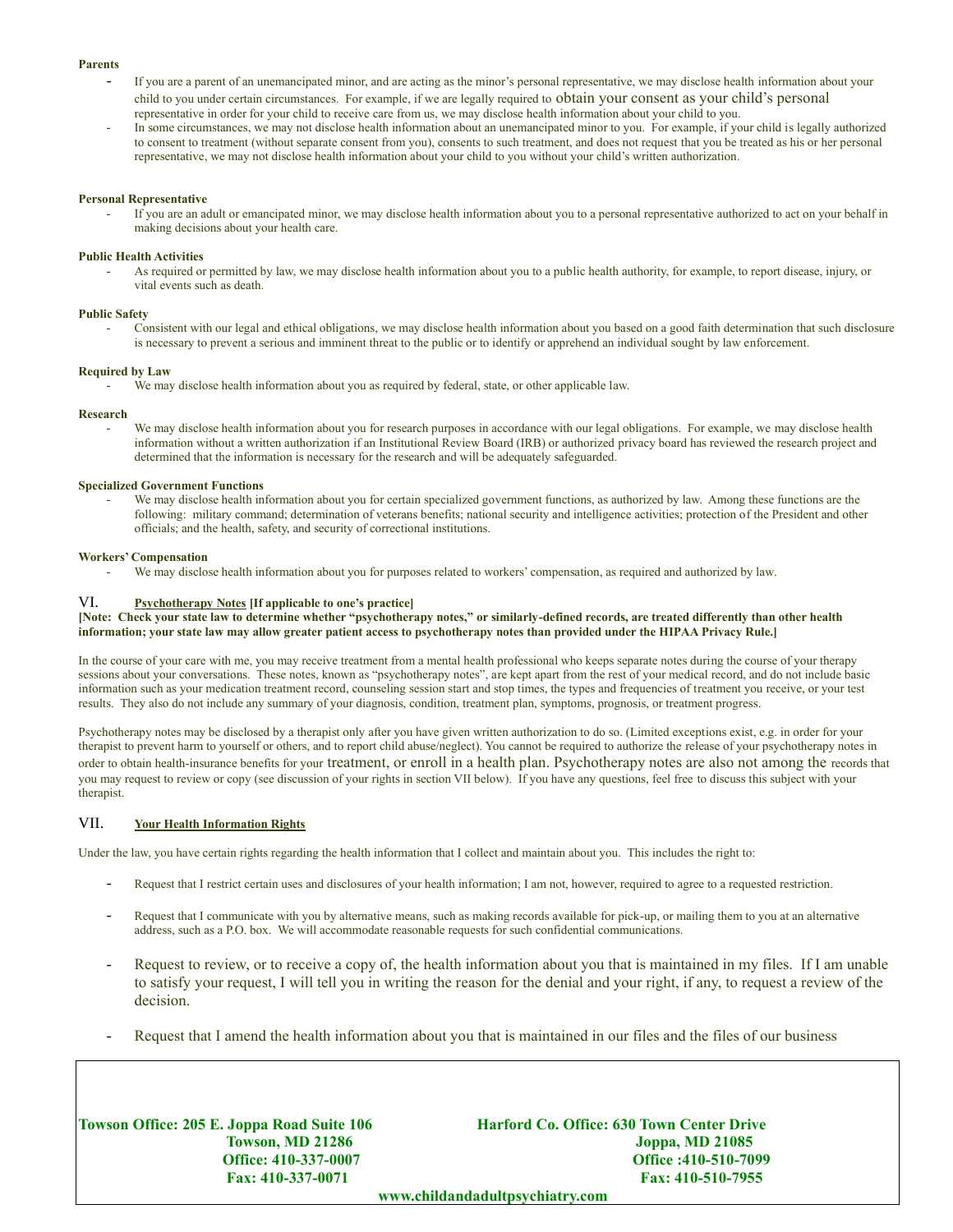**Parents**

- If you are a parent of an unemancipated minor, and are acting as the minor's personal representative, we may disclose health information about your child to you under certain circumstances. For example, if we are legally required to obtain your consent as your child's personal representative in order for your child to receive care from us, we may disclose health information about your child to you.
- In some circumstances, we may not disclose health information about an unemancipated minor to you. For example, if your child is legally authorized to consent to treatment (without separate consent from you), consents to such treatment, and does not request that you be treated as his or her personal representative, we may not disclose health information about your child to you without your child's written authorization.

**Personal Representative**

- If you are an adult or emancipated minor, we may disclose health information about you to a personal representative authorized to act on your behalf in making decisions about your health care.

**Public Health Activities**

- As required or permitted by law, we may disclose health information about you to a public health authority, for example, to report disease, injury, or vital events such as death.

**Public Safety**

- Consistent with our legal and ethical obligations, we may disclose health information about you based on a good faith determination that such disclosure is necessary to prevent a serious and imminent threat to the public or to identify or apprehend an individual sought by law enforcement.

**Required by Law**

- We may disclose health information about you as required by federal, state, or other applicable law.

**Research**

- We may disclose health information about you for research purposes in accordance with our legal obligations. For example, we may disclose health information without a written authorization if an Institutional Review Board (IRB) or authorized privacy board has reviewed the research project and determined that the information is necessary for the research and will be adequately safeguarded.

**Specialized Government Functions**

- We may disclose health information about you for certain specialized government functions, as authorized by law. Among these functions are the following: military command; determination of veterans benefits; national security and intelligence activities; protection of the President and other officials; and the health, safety, and security of correctional institutions.

**Workers' Compensation**

- We may disclose health information about you for purposes related to workers' compensation, as required and authorized by law.

## VI. Psychotherapy Notes **[If applicable to one's practice]**

**[Note: Check your state law to determine whether "psychotherapy notes," or similarly-defined records, are treated differently than other health information; your state law may allow greater patient access to psychotherapy notes than provided under the HIPAA Privacy Rule.]**

In the course of your care with me, you may receive treatment from a mental health professional who keeps separate notes during the course of your therapy sessions about your conversations. These notes, known as "psychotherapy notes", are kept apart from the rest of your medical record, and do not include basic information such as your medication treatment record, counseling session start and stop times, the types and frequencies of treatment you receive, or your test results. They also do not include any summary of your diagnosis, condition, treatment plan, symptoms, prognosis, or treatment progress.

Psychotherapy notes may be disclosed by a therapist only after you have given written authorization to do so. (Limited exceptions exist, e.g. in order for your therapist to prevent harm to yourself or others, and to report child abuse/neglect). You cannot be required to authorize the release of your psychotherapy notes in order to obtain health-insurance benefits for your treatment, or enroll in a health plan. Psychotherapy notes are also not among the records that you may request to review or copy (see discussion of your rights in section VII below). If you have any questions, feel free to discuss this subject with your therapist.

## VII. Your Health Information Rights

Under the law, you have certain rights regarding the health information that I collect and maintain about you. This includes the right to:

- Request that I restrict certain uses and disclosures of your health information; I am not, however, required to agree to a requested restriction.
- Request that I communicate with you by alternative means, such as making records available for pick-up, or mailing them to you at an alternative address, such as a P.O. box. We will accommodate reasonable requests for such confidential communications.
- Request to review, or to receive a copy of, the health information about you that is maintained in my files. If I am unable to satisfy your request, I will tell you in writing the reason for the denial and your right, if any, to request a review of the decision.
- Request that I amend the health information about you that is maintained in our files and the files of our business

**Towson Office: 205 E. Joppa Road Suite 106**
**Towson, MD 21286**
**Office: 410-337-0007**
**Fax: 410-337-0071**

**Harford Co. Office: 630 Town Center Drive**
**Joppa, MD 21085**
**Office :410-510-7099**
**Fax: 410-510-7955**

**www.childandadultpsychiatry.com**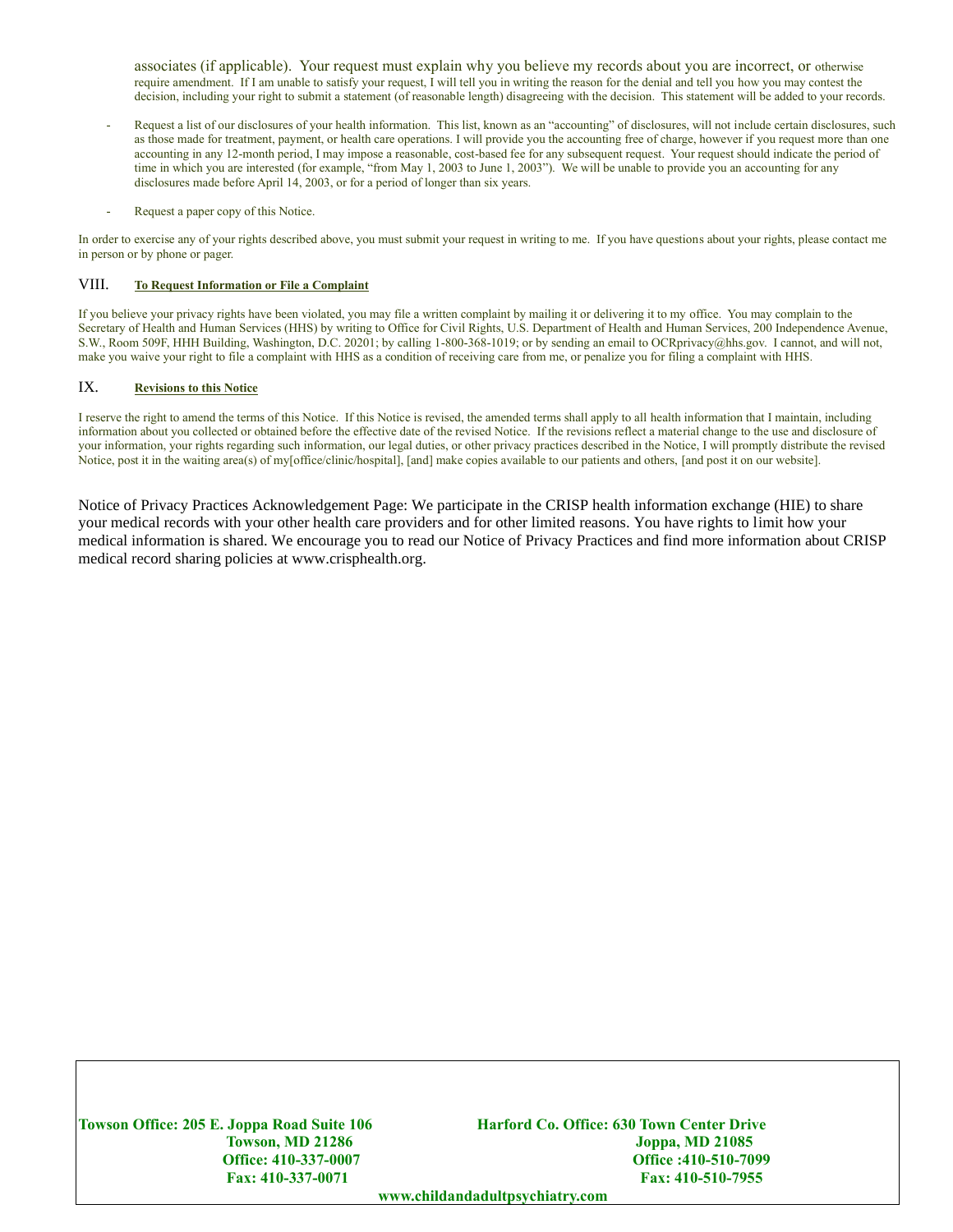associates (if applicable). Your request must explain why you believe my records about you are incorrect, or otherwise require amendment. If I am unable to satisfy your request, I will tell you in writing the reason for the denial and tell you how you may contest the decision, including your right to submit a statement (of reasonable length) disagreeing with the decision. This statement will be added to your records.

- Request a list of our disclosures of your health information. This list, known as an "accounting" of disclosures, will not include certain disclosures, such as those made for treatment, payment, or health care operations. I will provide you the accounting free of charge, however if you request more than one accounting in any 12-month period, I may impose a reasonable, cost-based fee for any subsequent request. Your request should indicate the period of time in which you are interested (for example, "from May 1, 2003 to June 1, 2003"). We will be unable to provide you an accounting for any disclosures made before April 14, 2003, or for a period of longer than six years.

- Request a paper copy of this Notice.

In order to exercise any of your rights described above, you must submit your request in writing to me. If you have questions about your rights, please contact me in person or by phone or pager.

## VIII. To Request Information or File a Complaint

If you believe your privacy rights have been violated, you may file a written complaint by mailing it or delivering it to my office. You may complain to the Secretary of Health and Human Services (HHS) by writing to Office for Civil Rights, U.S. Department of Health and Human Services, 200 Independence Avenue, S.W., Room 509F, HHH Building, Washington, D.C. 20201; by calling 1-800-368-1019; or by sending an email to OCRprivacy@hhs.gov. I cannot, and will not, make you waive your right to file a complaint with HHS as a condition of receiving care from me, or penalize you for filing a complaint with HHS.

## IX. Revisions to this Notice

I reserve the right to amend the terms of this Notice. If this Notice is revised, the amended terms shall apply to all health information that I maintain, including information about you collected or obtained before the effective date of the revised Notice. If the revisions reflect a material change to the use and disclosure of your information, your rights regarding such information, our legal duties, or other privacy practices described in the Notice, I will promptly distribute the revised Notice, post it in the waiting area(s) of my[office/clinic/hospital], [and] make copies available to our patients and others, [and post it on our website].

Notice of Privacy Practices Acknowledgement Page: We participate in the CRISP health information exchange (HIE) to share your medical records with your other health care providers and for other limited reasons. You have rights to limit how your medical information is shared. We encourage you to read our Notice of Privacy Practices and find more information about CRISP medical record sharing policies at www.crisphealth.org.

**Towson Office: 205 E. Joppa Road Suite 106**
**Towson, MD 21286**
**Office: 410-337-0007**
**Fax: 410-337-0071**

**Harford Co. Office: 630 Town Center Drive**
**Joppa, MD 21085**
**Office :410-510-7099**
**Fax: 410-510-7955**

**www.childandadultpsychiatry.com**